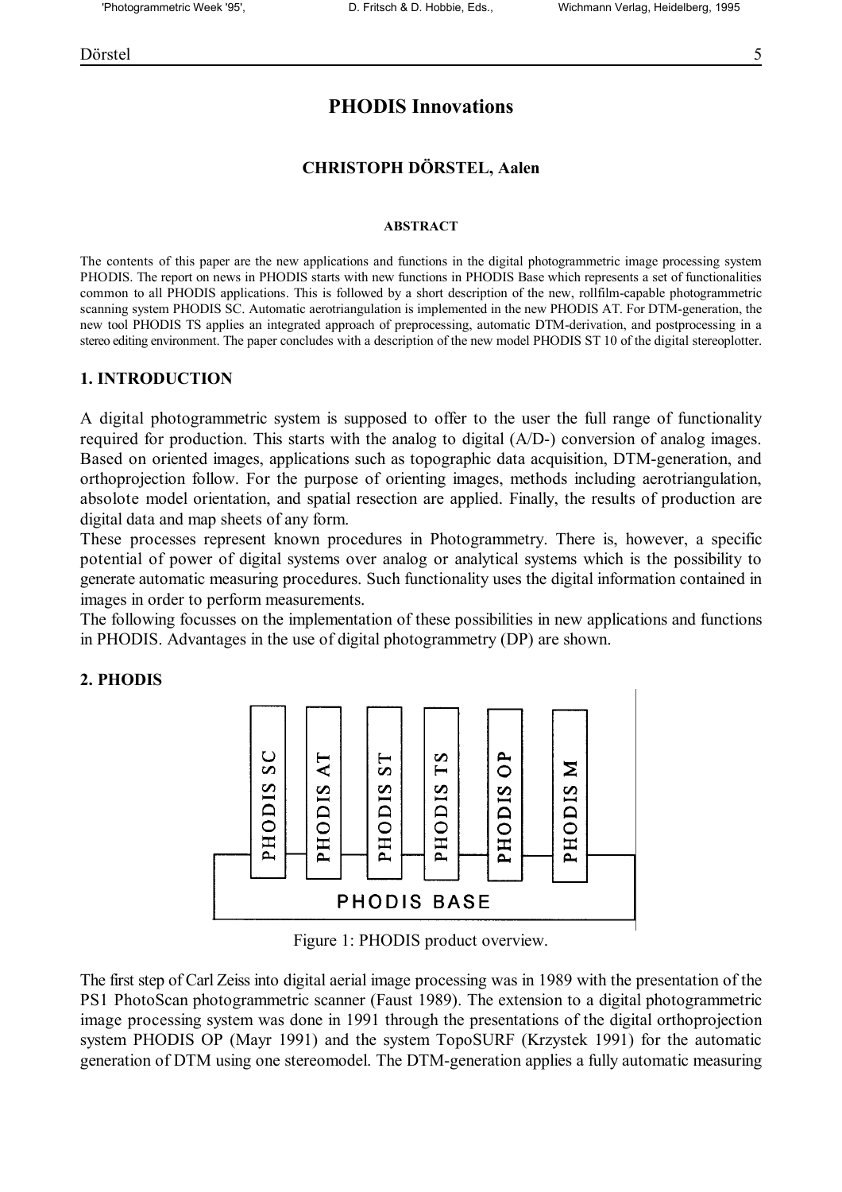# PHODIS Innovations

### CHRISTOPH DÖRSTEL, Aalen

#### ABSTRACT

The contents of this paper are the new applications and functions in the digital photogrammetric image processing system PHODIS. The report on news in PHODIS starts with new functions in PHODIS Base which represents a set of functionalities common to all PHODIS applications. This is followed by a short description of the new, rollfilm-capable photogrammetric scanning system PHODIS SC. Automatic aerotriangulation is implemented in the new PHODIS AT. For DTM-generation, the new tool PHODIS TS applies an integrated approach of preprocessing, automatic DTM-derivation, and postprocessing in a stereo editing environment. The paper concludes with a description of the new model PHODIS ST 10 of the digital stereoplotter.

## 1. INTRODUCTION

A digital photogrammetric system is supposed to offer to the user the full range of functionality required for production. This starts with the analog to digital (A/D-) conversion of analog images. Based on oriented images, applications such as topographic data acquisition, DTM-generation, and orthoprojection follow. For the purpose of orienting images, methods including aerotriangulation, absolote model orientation, and spatial resection are applied. Finally, the results of production are digital data and map sheets of any form.

These processes represent known procedures in Photogrammetry. There is, however, a specific potential of power of digital systems over analog or analytical systems which is the possibility to generate automatic measuring procedures. Such functionality uses the digital information contained in images in order to perform measurements.

The following focusses on the implementation of these possibilities in new applications and functions in PHODIS. Advantages in the use of digital photogrammetry (DP) are shown.

## 2. PHODIS

PHODIS SC | PHODIS AT | PHODIS ST | PHODIS TS | PHODIS OP | PHODIS M

PHODIS BASE

Figure 1: PHODIS product overview.

The first step of Carl Zeiss into digital aerial image processing was in 1989 with the presentation of the PS1 PhotoScan photogrammetric scanner (Faust 1989). The extension to a digital photogrammetric image processing system was done in 1991 through the presentations of the digital orthoprojection system PHODIS OP (Mayr 1991) and the system TopoSURF (Krzystek 1991) for the automatic generation of DTM using one stereomodel. The DTM-generation applies a fully automatic measuring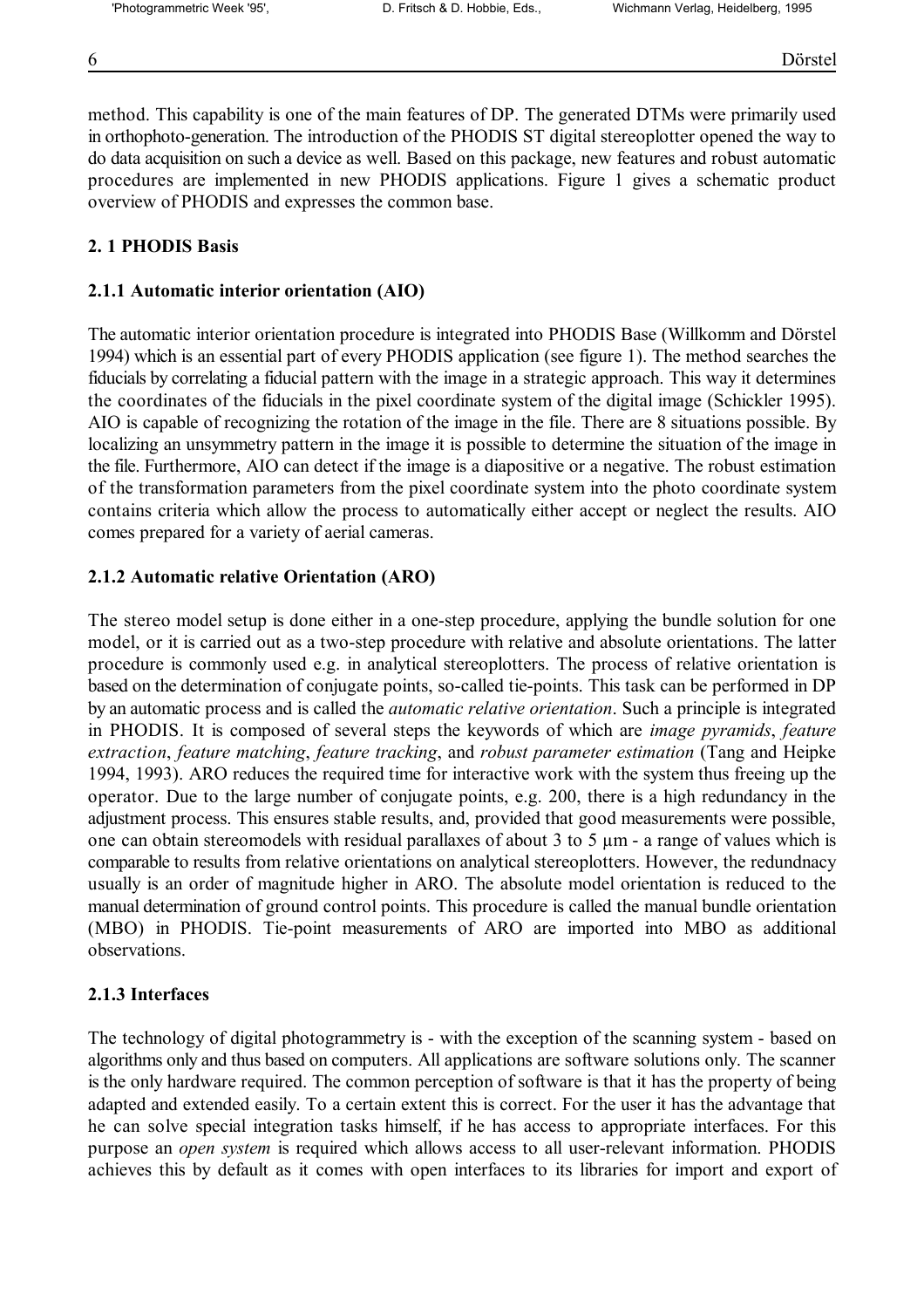method. This capability is one of the main features of DP. The generated DTMs were primarily used in orthophoto-generation. The introduction of the PHODIS ST digital stereoplotter opened the way to do data acquisition on such a device as well. Based on this package, new features and robust automatic procedures are implemented in new PHODIS applications. Figure 1 gives a schematic product overview of PHODIS and expresses the common base.

## 2. 1 PHODIS Basis

### 2.1.1 Automatic interior orientation (AIO)

The automatic interior orientation procedure is integrated into PHODIS Base (Willkomm and Dörstel 1994) which is an essential part of every PHODIS application (see figure 1). The method searches the fiducials by correlating a fiducial pattern with the image in a strategic approach. This way it determines the coordinates of the fiducials in the pixel coordinate system of the digital image (Schickler 1995). AIO is capable of recognizing the rotation of the image in the file. There are 8 situations possible. By localizing an unsymmetry pattern in the image it is possible to determine the situation of the image in the file. Furthermore, AIO can detect if the image is a diapositive or a negative. The robust estimation of the transformation parameters from the pixel coordinate system into the photo coordinate system contains criteria which allow the process to automatically either accept or neglect the results. AIO comes prepared for a variety of aerial cameras.

### 2.1.2 Automatic relative Orientation (ARO)

The stereo model setup is done either in a one-step procedure, applying the bundle solution for one model, or it is carried out as a two-step procedure with relative and absolute orientations. The latter procedure is commonly used e.g. in analytical stereoplotters. The process of relative orientation is based on the determination of conjugate points, so-called tie-points. This task can be performed in DP by an automatic process and is called the *automatic relative orientation*. Such a principle is integrated in PHODIS. It is composed of several steps the keywords of which are *image pyramids*, *feature extraction*, *feature matching*, *feature tracking*, and *robust parameter estimation* (Tang and Heipke 1994, 1993). ARO reduces the required time for interactive work with the system thus freeing up the operator. Due to the large number of conjugate points, e.g. 200, there is a high redundancy in the adjustment process. This ensures stable results, and, provided that good measurements were possible, one can obtain stereomodels with residual parallaxes of about 3 to 5 µm - a range of values which is comparable to results from relative orientations on analytical stereoplotters. However, the redundnacy usually is an order of magnitude higher in ARO. The absolute model orientation is reduced to the manual determination of ground control points. This procedure is called the manual bundle orientation (MBO) in PHODIS. Tie-point measurements of ARO are imported into MBO as additional observations.

### 2.1.3 Interfaces

The technology of digital photogrammetry is - with the exception of the scanning system - based on algorithms only and thus based on computers. All applications are software solutions only. The scanner is the only hardware required. The common perception of software is that it has the property of being adapted and extended easily. To a certain extent this is correct. For the user it has the advantage that he can solve special integration tasks himself, if he has access to appropriate interfaces. For this purpose an *open system* is required which allows access to all user-relevant information. PHODIS achieves this by default as it comes with open interfaces to its libraries for import and export of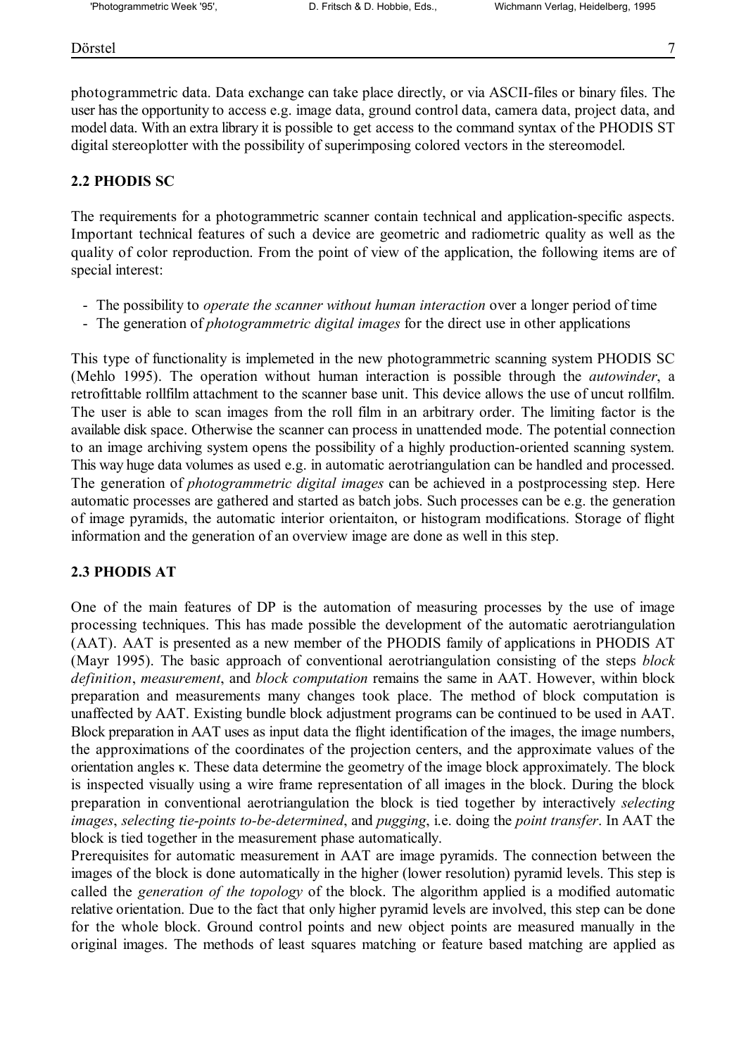photogrammetric data. Data exchange can take place directly, or via ASCII-files or binary files. The user has the opportunity to access e.g. image data, ground control data, camera data, project data, and model data. With an extra library it is possible to get access to the command syntax of the PHODIS ST digital stereoplotter with the possibility of superimposing colored vectors in the stereomodel.

## 2.2 PHODIS SC

The requirements for a photogrammetric scanner contain technical and application-specific aspects. Important technical features of such a device are geometric and radiometric quality as well as the quality of color reproduction. From the point of view of the application, the following items are of special interest:

- The possibility to *operate the scanner without human interaction* over a longer period of time
- The generation of *photogrammetric digital images* for the direct use in other applications

This type of functionality is implemeted in the new photogrammetric scanning system PHODIS SC (Mehlo 1995). The operation without human interaction is possible through the *autowinder*, a retrofittable rollfilm attachment to the scanner base unit. This device allows the use of uncut rollfilm. The user is able to scan images from the roll film in an arbitrary order. The limiting factor is the available disk space. Otherwise the scanner can process in unattended mode. The potential connection to an image archiving system opens the possibility of a highly production-oriented scanning system. This way huge data volumes as used e.g. in automatic aerotriangulation can be handled and processed. The generation of *photogrammetric digital images* can be achieved in a postprocessing step. Here automatic processes are gathered and started as batch jobs. Such processes can be e.g. the generation of image pyramids, the automatic interior orientaiton, or histogram modifications. Storage of flight information and the generation of an overview image are done as well in this step.

## 2.3 PHODIS AT

One of the main features of DP is the automation of measuring processes by the use of image processing techniques. This has made possible the development of the automatic aerotriangulation (AAT). AAT is presented as a new member of the PHODIS family of applications in PHODIS AT (Mayr 1995). The basic approach of conventional aerotriangulation consisting of the steps *block definition*, *measurement*, and *block computation* remains the same in AAT. However, within block preparation and measurements many changes took place. The method of block computation is unaffected by AAT. Existing bundle block adjustment programs can be continued to be used in AAT. Block preparation in AAT uses as input data the flight identification of the images, the image numbers, the approximations of the coordinates of the projection centers, and the approximate values of the orientation angles $\kappa$. These data determine the geometry of the image block approximately. The block is inspected visually using a wire frame representation of all images in the block. During the block preparation in conventional aerotriangulation the block is tied together by interactively *selecting images*, *selecting tie-points to-be-determined*, and *pugging*, i.e. doing the *point transfer*. In AAT the block is tied together in the measurement phase automatically.

Prerequisites for automatic measurement in AAT are image pyramids. The connection between the images of the block is done automatically in the higher (lower resolution) pyramid levels. This step is called the *generation of the topology* of the block. The algorithm applied is a modified automatic relative orientation. Due to the fact that only higher pyramid levels are involved, this step can be done for the whole block. Ground control points and new object points are measured manually in the original images. The methods of least squares matching or feature based matching are applied as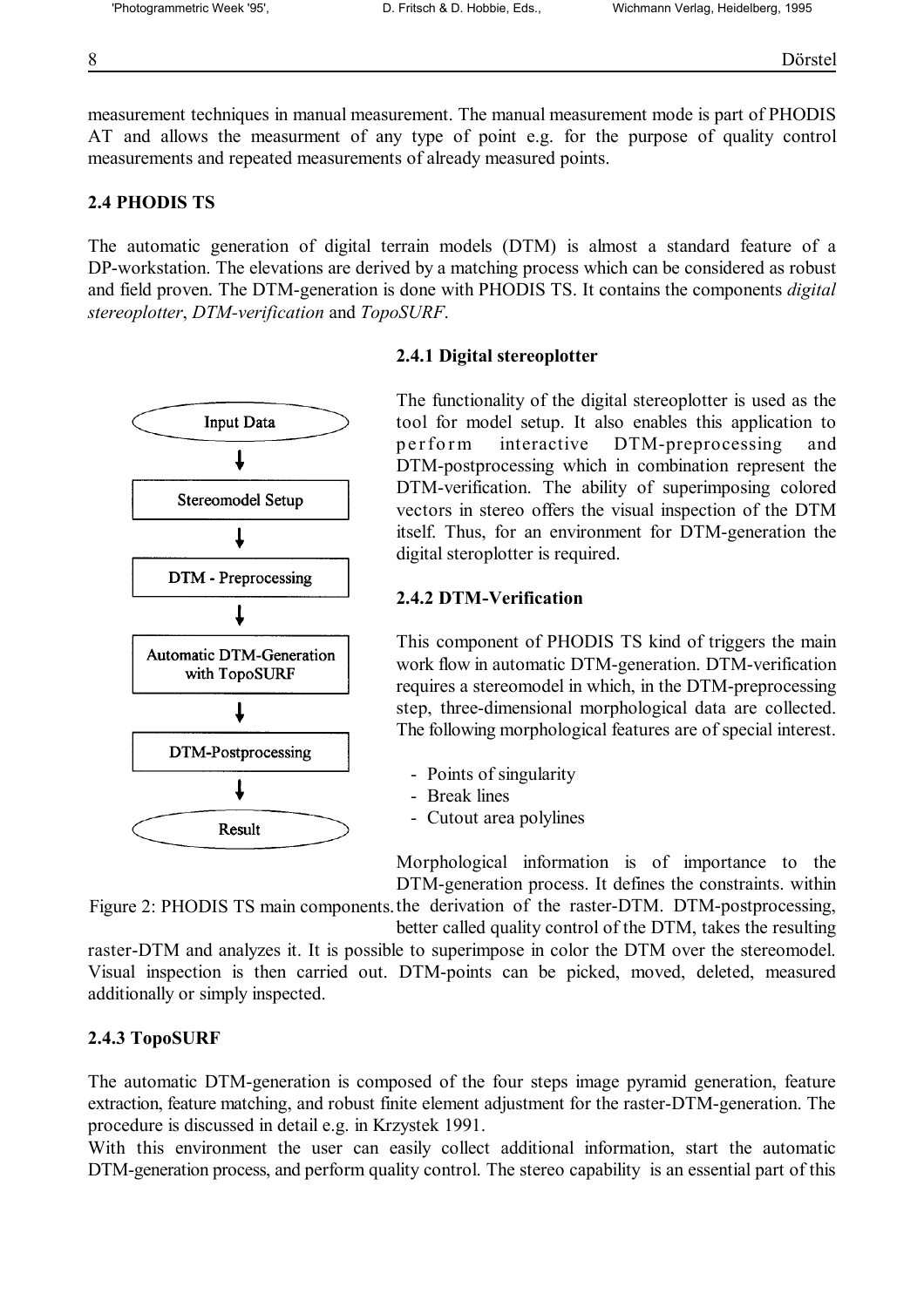measurement techniques in manual measurement. The manual measurement mode is part of PHODIS AT and allows the measurment of any type of point e.g. for the purpose of quality control measurements and repeated measurements of already measured points.

## 2.4 PHODIS TS

The automatic generation of digital terrain models (DTM) is almost a standard feature of a DP-workstation. The elevations are derived by a matching process which can be considered as robust and field proven. The DTM-generation is done with PHODIS TS. It contains the components *digital stereoplotter*, *DTM-verification* and *TopoSURF*.

### 2.4.1 Digital stereoplotter

The functionality of the digital stereoplotter is used as the tool for model setup. It also enables this application to perform interactive DTM-preprocessing and DTM-postprocessing which in combination represent the DTM-verification. The ability of superimposing colored vectors in stereo offers the visual inspection of the DTM itself. Thus, for an environment for DTM-generation the digital steroplotter is required.

Input Data → Stereomodel Setup → DTM - Preprocessing → Automatic DTM-Generation with TopoSURF → DTM-Postprocessing → Result

Figure 2: PHODIS TS main components.

### 2.4.2 DTM-Verification

This component of PHODIS TS kind of triggers the main work flow in automatic DTM-generation. DTM-verification requires a stereomodel in which, in the DTM-preprocessing step, three-dimensional morphological data are collected. The following morphological features are of special interest.

- Points of singularity
- Break lines
- Cutout area polylines

Morphological information is of importance to the DTM-generation process. It defines the constraints. within the derivation of the raster-DTM. DTM-postprocessing, better called quality control of the DTM, takes the resulting raster-DTM and analyzes it. It is possible to superimpose in color the DTM over the stereomodel. Visual inspection is then carried out. DTM-points can be picked, moved, deleted, measured additionally or simply inspected.

### 2.4.3 TopoSURF

The automatic DTM-generation is composed of the four steps image pyramid generation, feature extraction, feature matching, and robust finite element adjustment for the raster-DTM-generation. The procedure is discussed in detail e.g. in Krzystek 1991.

With this environment the user can easily collect additional information, start the automatic DTM-generation process, and perform quality control. The stereo capability is an essential part of this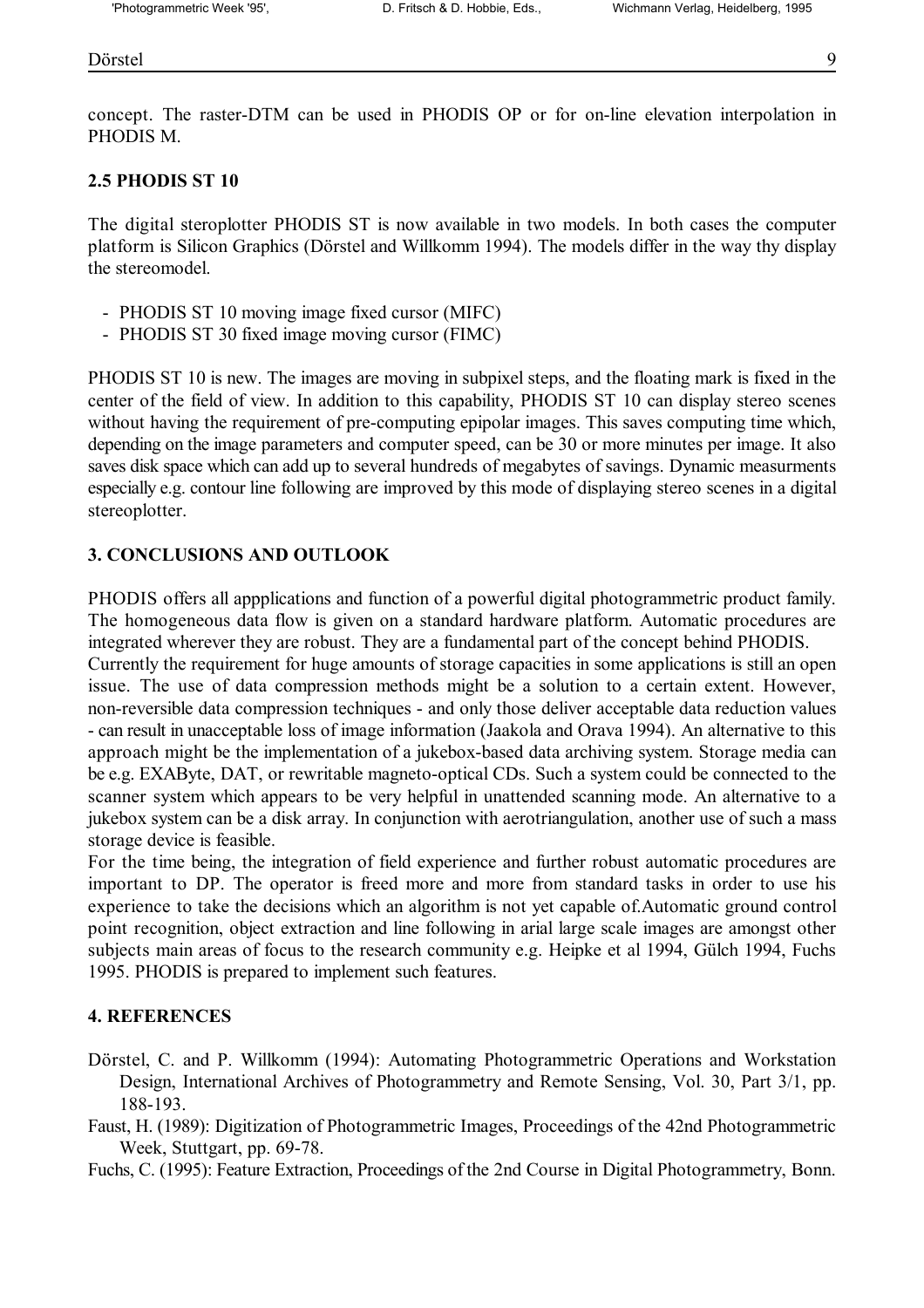concept. The raster-DTM can be used in PHODIS OP or for on-line elevation interpolation in PHODIS M.

### 2.5 PHODIS ST 10

The digital steroplotter PHODIS ST is now available in two models. In both cases the computer platform is Silicon Graphics (Dörstel and Willkomm 1994). The models differ in the way thy display the stereomodel.

- PHODIS ST 10 moving image fixed cursor (MIFC)
- PHODIS ST 30 fixed image moving cursor (FIMC)

PHODIS ST 10 is new. The images are moving in subpixel steps, and the floating mark is fixed in the center of the field of view. In addition to this capability, PHODIS ST 10 can display stereo scenes without having the requirement of pre-computing epipolar images. This saves computing time which, depending on the image parameters and computer speed, can be 30 or more minutes per image. It also saves disk space which can add up to several hundreds of megabytes of savings. Dynamic measurments especially e.g. contour line following are improved by this mode of displaying stereo scenes in a digital stereoplotter.

## 3. CONCLUSIONS AND OUTLOOK

PHODIS offers all appplications and function of a powerful digital photogrammetric product family. The homogeneous data flow is given on a standard hardware platform. Automatic procedures are integrated wherever they are robust. They are a fundamental part of the concept behind PHODIS.
Currently the requirement for huge amounts of storage capacities in some applications is still an open issue. The use of data compression methods might be a solution to a certain extent. However, non-reversible data compression techniques - and only those deliver acceptable data reduction values - can result in unacceptable loss of image information (Jaakola and Orava 1994). An alternative to this approach might be the implementation of a jukebox-based data archiving system. Storage media can be e.g. EXAByte, DAT, or rewritable magneto-optical CDs. Such a system could be connected to the scanner system which appears to be very helpful in unattended scanning mode. An alternative to a jukebox system can be a disk array. In conjunction with aerotriangulation, another use of such a mass storage device is feasible.
For the time being, the integration of field experience and further robust automatic procedures are important to DP. The operator is freed more and more from standard tasks in order to use his experience to take the decisions which an algorithm is not yet capable of.Automatic ground control point recognition, object extraction and line following in arial large scale images are amongst other subjects main areas of focus to the research community e.g. Heipke et al 1994, Gülch 1994, Fuchs 1995. PHODIS is prepared to implement such features.

## 4. REFERENCES

Dörstel, C. and P. Willkomm (1994): Automating Photogrammetric Operations and Workstation Design, International Archives of Photogrammetry and Remote Sensing, Vol. 30, Part 3/1, pp. 188-193.

Faust, H. (1989): Digitization of Photogrammetric Images, Proceedings of the 42nd Photogrammetric Week, Stuttgart, pp. 69-78.

Fuchs, C. (1995): Feature Extraction, Proceedings of the 2nd Course in Digital Photogrammetry, Bonn.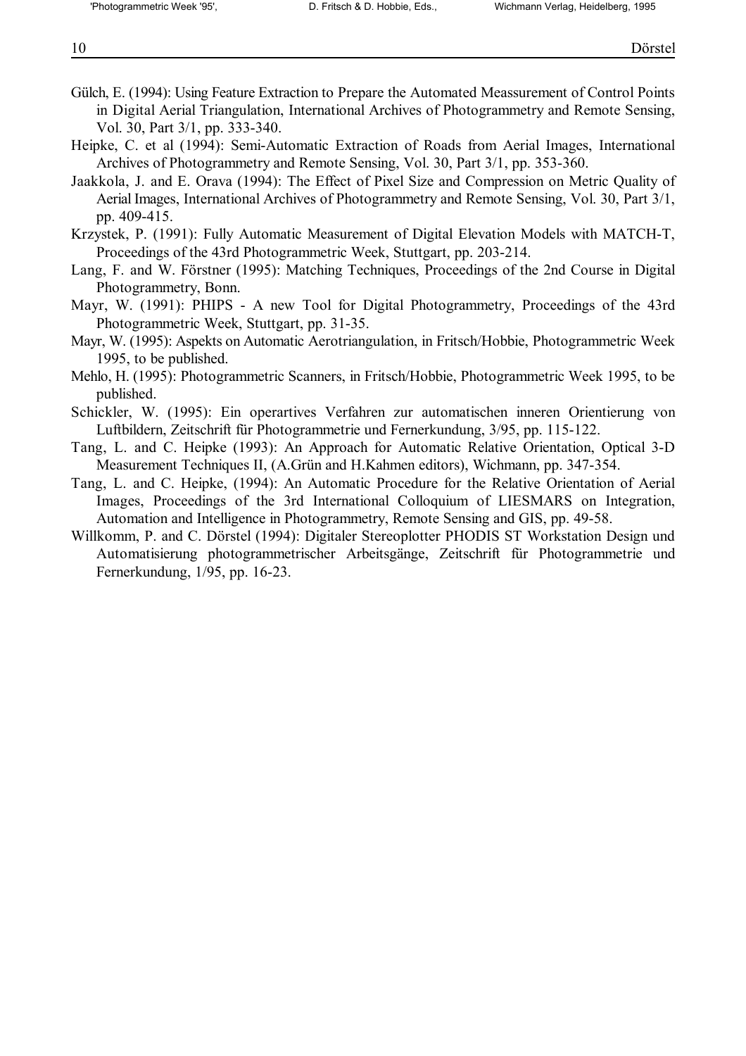Gülch, E. (1994): Using Feature Extraction to Prepare the Automated Meassurement of Control Points in Digital Aerial Triangulation, International Archives of Photogrammetry and Remote Sensing, Vol. 30, Part 3/1, pp. 333-340.

Heipke, C. et al (1994): Semi-Automatic Extraction of Roads from Aerial Images, International Archives of Photogrammetry and Remote Sensing, Vol. 30, Part 3/1, pp. 353-360.

Jaakkola, J. and E. Orava (1994): The Effect of Pixel Size and Compression on Metric Quality of Aerial Images, International Archives of Photogrammetry and Remote Sensing, Vol. 30, Part 3/1, pp. 409-415.

Krzystek, P. (1991): Fully Automatic Measurement of Digital Elevation Models with MATCH-T, Proceedings of the 43rd Photogrammetric Week, Stuttgart, pp. 203-214.

Lang, F. and W. Förstner (1995): Matching Techniques, Proceedings of the 2nd Course in Digital Photogrammetry, Bonn.

Mayr, W. (1991): PHIPS - A new Tool for Digital Photogrammetry, Proceedings of the 43rd Photogrammetric Week, Stuttgart, pp. 31-35.

Mayr, W. (1995): Aspekts on Automatic Aerotriangulation, in Fritsch/Hobbie, Photogrammetric Week 1995, to be published.

Mehlo, H. (1995): Photogrammetric Scanners, in Fritsch/Hobbie, Photogrammetric Week 1995, to be published.

Schickler, W. (1995): Ein operartives Verfahren zur automatischen inneren Orientierung von Luftbildern, Zeitschrift für Photogrammetrie und Fernerkundung, 3/95, pp. 115-122.

Tang, L. and C. Heipke (1993): An Approach for Automatic Relative Orientation, Optical 3-D Measurement Techniques II, (A.Grün and H.Kahmen editors), Wichmann, pp. 347-354.

Tang, L. and C. Heipke, (1994): An Automatic Procedure for the Relative Orientation of Aerial Images, Proceedings of the 3rd International Colloquium of LIESMARS on Integration, Automation and Intelligence in Photogrammetry, Remote Sensing and GIS, pp. 49-58.

Willkomm, P. and C. Dörstel (1994): Digitaler Stereoplotter PHODIS ST Workstation Design und Automatisierung photogrammetrischer Arbeitsgänge, Zeitschrift für Photogrammetrie und Fernerkundung, 1/95, pp. 16-23.